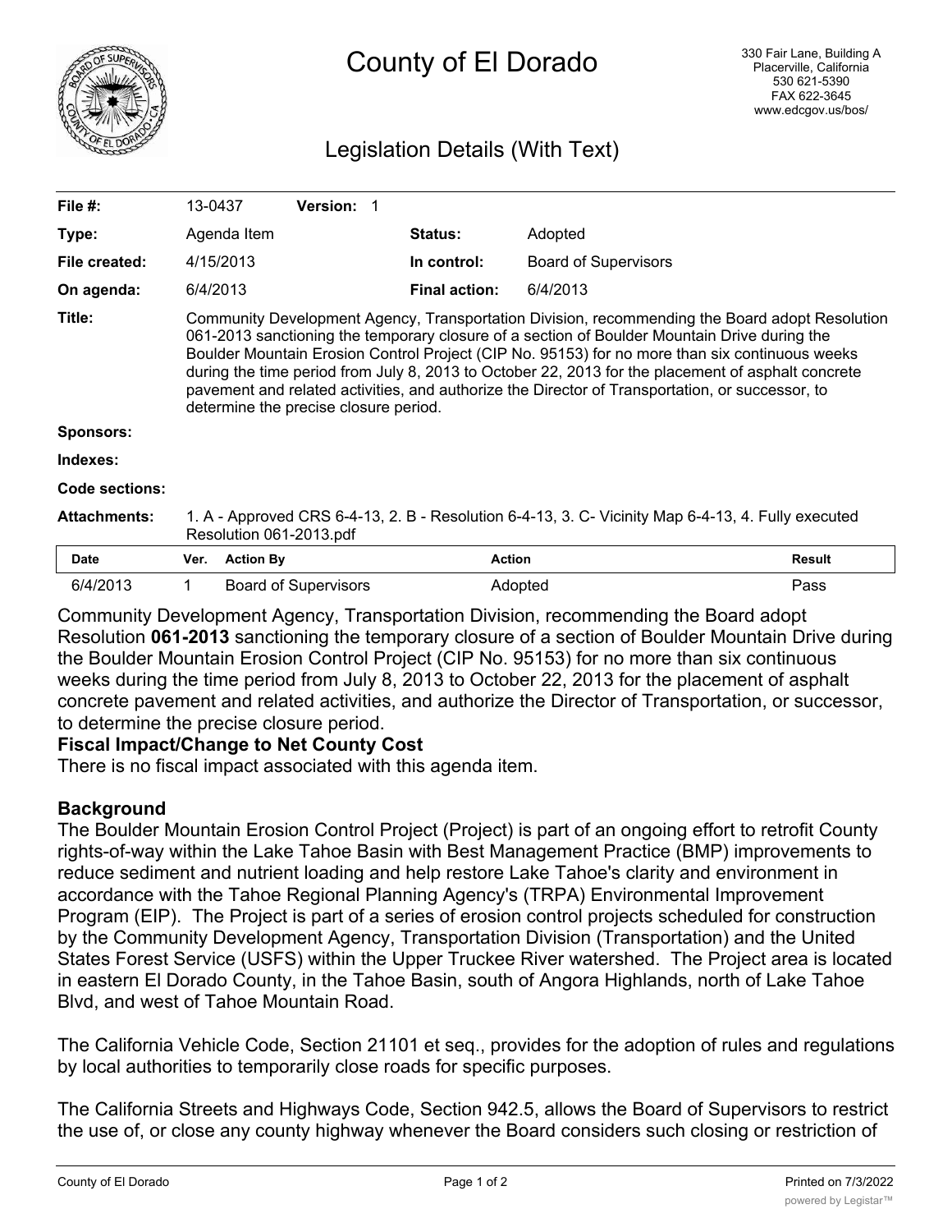# County of El Dorado

330 Fair Lane, Building A
Placerville, California
530 621-5390
FAX 622-3645
www.edcgov.us/bos/

## Legislation Details (With Text)

| | | | |
|---|---|---|---|
| **File #:** | 13-0437 **Version:** 1 | | |
| **Type:** | Agenda Item | **Status:** | Adopted |
| **File created:** | 4/15/2013 | **In control:** | Board of Supervisors |
| **On agenda:** | 6/4/2013 | **Final action:** | 6/4/2013 |

**Title:** Community Development Agency, Transportation Division, recommending the Board adopt Resolution 061-2013 sanctioning the temporary closure of a section of Boulder Mountain Drive during the Boulder Mountain Erosion Control Project (CIP No. 95153) for no more than six continuous weeks during the time period from July 8, 2013 to October 22, 2013 for the placement of asphalt concrete pavement and related activities, and authorize the Director of Transportation, or successor, to determine the precise closure period.

**Sponsors:**

**Indexes:**

**Code sections:**

**Attachments:** 1. A - Approved CRS 6-4-13, 2. B - Resolution 6-4-13, 3. C- Vicinity Map 6-4-13, 4. Fully executed Resolution 061-2013.pdf

| Date | Ver. | Action By | Action | Result |
|---|---|---|---|---|
| 6/4/2013 | 1 | Board of Supervisors | Adopted | Pass |

Community Development Agency, Transportation Division, recommending the Board adopt Resolution **061-2013** sanctioning the temporary closure of a section of Boulder Mountain Drive during the Boulder Mountain Erosion Control Project (CIP No. 95153) for no more than six continuous weeks during the time period from July 8, 2013 to October 22, 2013 for the placement of asphalt concrete pavement and related activities, and authorize the Director of Transportation, or successor, to determine the precise closure period.

**Fiscal Impact/Change to Net County Cost**

There is no fiscal impact associated with this agenda item.

**Background**

The Boulder Mountain Erosion Control Project (Project) is part of an ongoing effort to retrofit County rights-of-way within the Lake Tahoe Basin with Best Management Practice (BMP) improvements to reduce sediment and nutrient loading and help restore Lake Tahoe's clarity and environment in accordance with the Tahoe Regional Planning Agency's (TRPA) Environmental Improvement Program (EIP). The Project is part of a series of erosion control projects scheduled for construction by the Community Development Agency, Transportation Division (Transportation) and the United States Forest Service (USFS) within the Upper Truckee River watershed. The Project area is located in eastern El Dorado County, in the Tahoe Basin, south of Angora Highlands, north of Lake Tahoe Blvd, and west of Tahoe Mountain Road.

The California Vehicle Code, Section 21101 et seq., provides for the adoption of rules and regulations by local authorities to temporarily close roads for specific purposes.

The California Streets and Highways Code, Section 942.5, allows the Board of Supervisors to restrict the use of, or close any county highway whenever the Board considers such closing or restriction of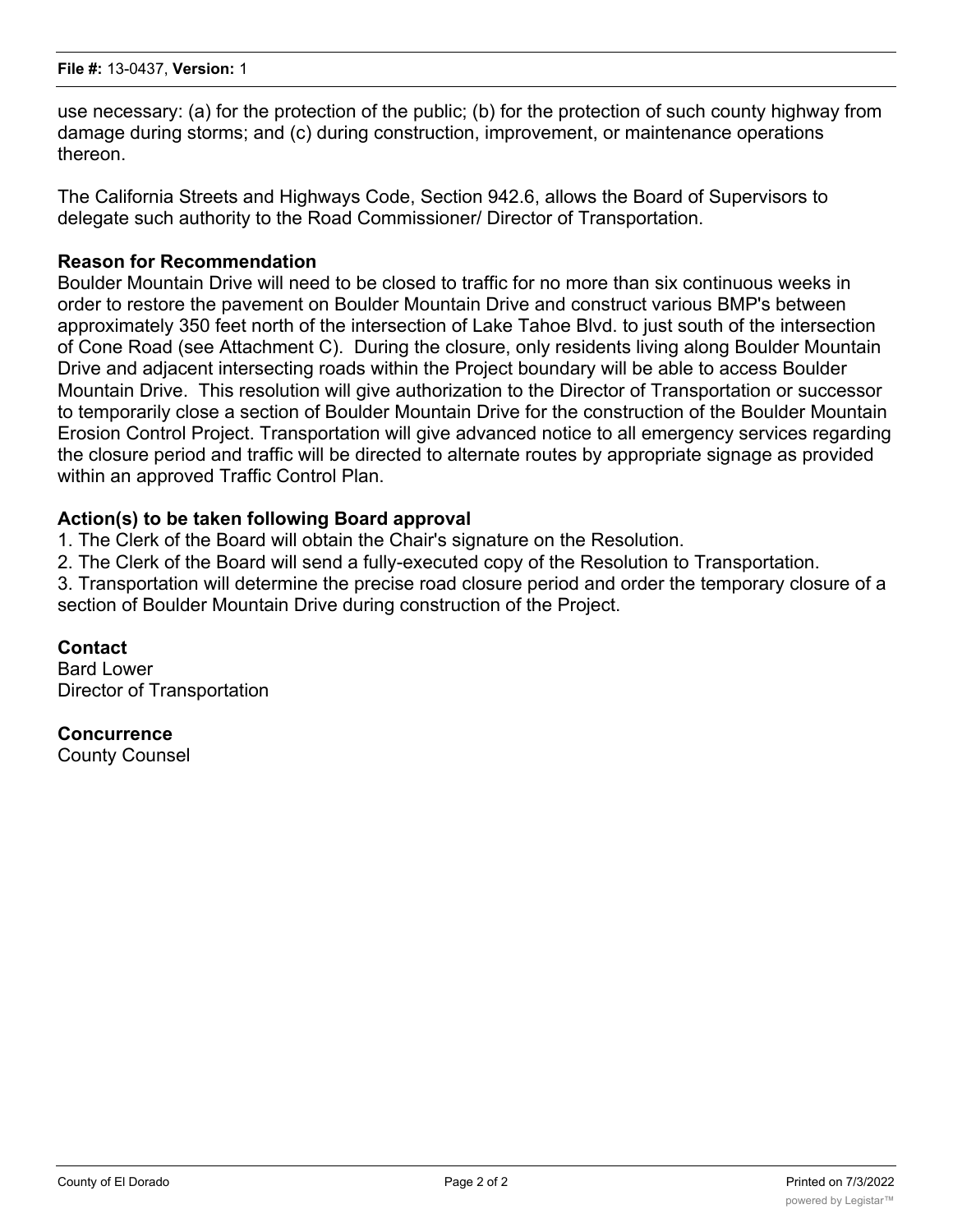use necessary: (a) for the protection of the public; (b) for the protection of such county highway from damage during storms; and (c) during construction, improvement, or maintenance operations thereon.

The California Streets and Highways Code, Section 942.6, allows the Board of Supervisors to delegate such authority to the Road Commissioner/ Director of Transportation.

**Reason for Recommendation**

Boulder Mountain Drive will need to be closed to traffic for no more than six continuous weeks in order to restore the pavement on Boulder Mountain Drive and construct various BMP's between approximately 350 feet north of the intersection of Lake Tahoe Blvd. to just south of the intersection of Cone Road (see Attachment C). During the closure, only residents living along Boulder Mountain Drive and adjacent intersecting roads within the Project boundary will be able to access Boulder Mountain Drive. This resolution will give authorization to the Director of Transportation or successor to temporarily close a section of Boulder Mountain Drive for the construction of the Boulder Mountain Erosion Control Project. Transportation will give advanced notice to all emergency services regarding the closure period and traffic will be directed to alternate routes by appropriate signage as provided within an approved Traffic Control Plan.

**Action(s) to be taken following Board approval**

1. The Clerk of the Board will obtain the Chair's signature on the Resolution.
2. The Clerk of the Board will send a fully-executed copy of the Resolution to Transportation.
3. Transportation will determine the precise road closure period and order the temporary closure of a section of Boulder Mountain Drive during construction of the Project.

**Contact**

Bard Lower
Director of Transportation

**Concurrence**

County Counsel